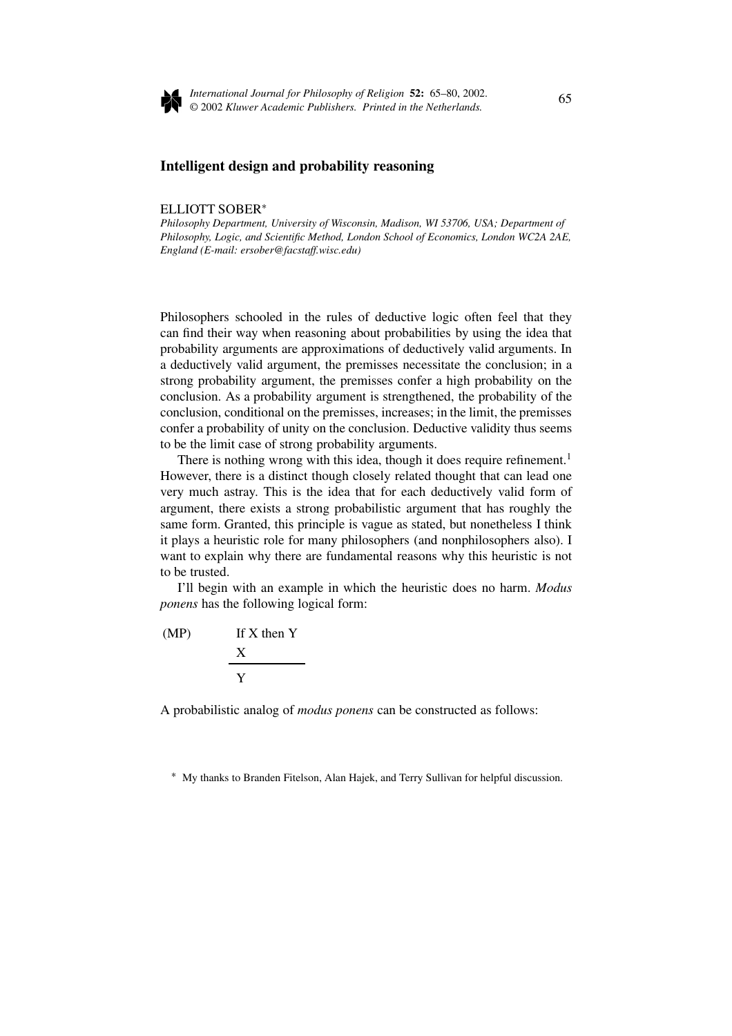# Intelligent design and probability reasoning

ELLIOTT SOBER*

*Philosophy Department, University of Wisconsin, Madison, WI 53706, USA; Department of Philosophy, Logic, and Scientific Method, London School of Economics, London WC2A 2AE, England (E-mail: ersober@facstaff.wisc.edu)*

Philosophers schooled in the rules of deductive logic often feel that they can find their way when reasoning about probabilities by using the idea that probability arguments are approximations of deductively valid arguments. In a deductively valid argument, the premisses necessitate the conclusion; in a strong probability argument, the premisses confer a high probability on the conclusion. As a probability argument is strengthened, the probability of the conclusion, conditional on the premisses, increases; in the limit, the premisses confer a probability of unity on the conclusion. Deductive validity thus seems to be the limit case of strong probability arguments.

There is nothing wrong with this idea, though it does require refinement.[1] However, there is a distinct though closely related thought that can lead one very much astray. This is the idea that for each deductively valid form of argument, there exists a strong probabilistic argument that has roughly the same form. Granted, this principle is vague as stated, but nonetheless I think it plays a heuristic role for many philosophers (and nonphilosophers also). I want to explain why there are fundamental reasons why this heuristic is not to be trusted.

I'll begin with an example in which the heuristic does no harm. *Modus ponens* has the following logical form:

(MP)
If X then Y
X
―――――
Y

A probabilistic analog of *modus ponens* can be constructed as follows:

\* My thanks to Branden Fitelson, Alan Hajek, and Terry Sullivan for helpful discussion.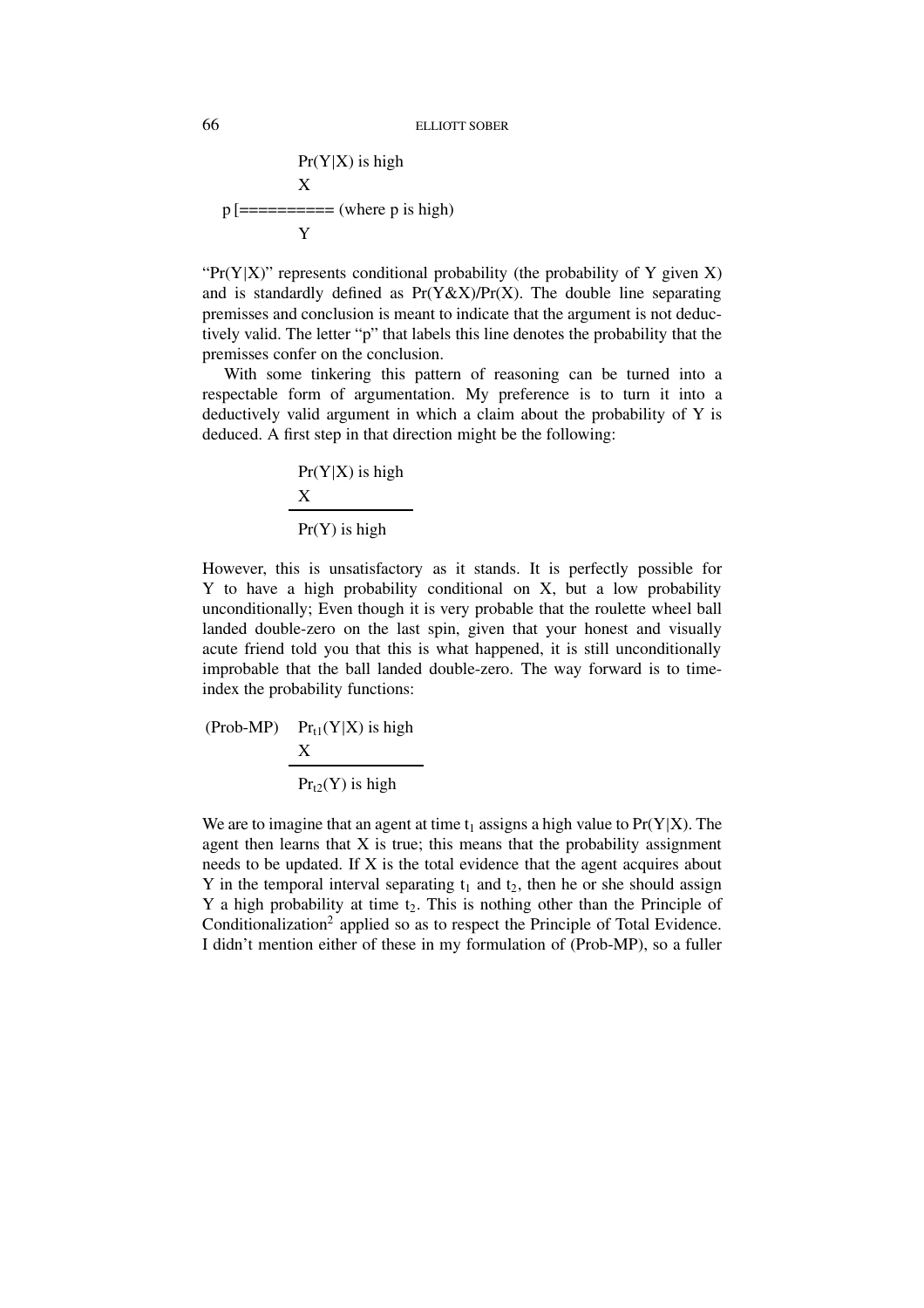$$\begin{array}{l} \Pr(Y|X) \text{ is high} \\ X \\ \end{array}$$

p [========== (where p is high)

$$Y$$

"Pr(Y|X)" represents conditional probability (the probability of Y given X) and is standardly defined as Pr(Y&X)/Pr(X). The double line separating premisses and conclusion is meant to indicate that the argument is not deductively valid. The letter "p" that labels this line denotes the probability that the premisses confer on the conclusion.

With some tinkering this pattern of reasoning can be turned into a respectable form of argumentation. My preference is to turn it into a deductively valid argument in which a claim about the probability of Y is deduced. A first step in that direction might be the following:

$$\begin{array}{l} \Pr(Y|X) \text{ is high} \\ X \\ \hline \Pr(Y) \text{ is high} \end{array}$$

However, this is unsatisfactory as it stands. It is perfectly possible for Y to have a high probability conditional on X, but a low probability unconditionally; Even though it is very probable that the roulette wheel ball landed double-zero on the last spin, given that your honest and visually acute friend told you that this is what happened, it is still unconditionally improbable that the ball landed double-zero. The way forward is to time-index the probability functions:

$$\text{(Prob-MP)} \quad \begin{array}{l} \Pr_{t1}(Y|X) \text{ is high} \\ X \\ \hline \Pr_{t2}(Y) \text{ is high} \end{array}$$

We are to imagine that an agent at time $t_1$ assigns a high value to Pr(Y|X). The agent then learns that X is true; this means that the probability assignment needs to be updated. If X is the total evidence that the agent acquires about Y in the temporal interval separating $t_1$ and $t_2$, then he or she should assign Y a high probability at time $t_2$. This is nothing other than the Principle of Conditionalization[2] applied so as to respect the Principle of Total Evidence. I didn't mention either of these in my formulation of (Prob-MP), so a fuller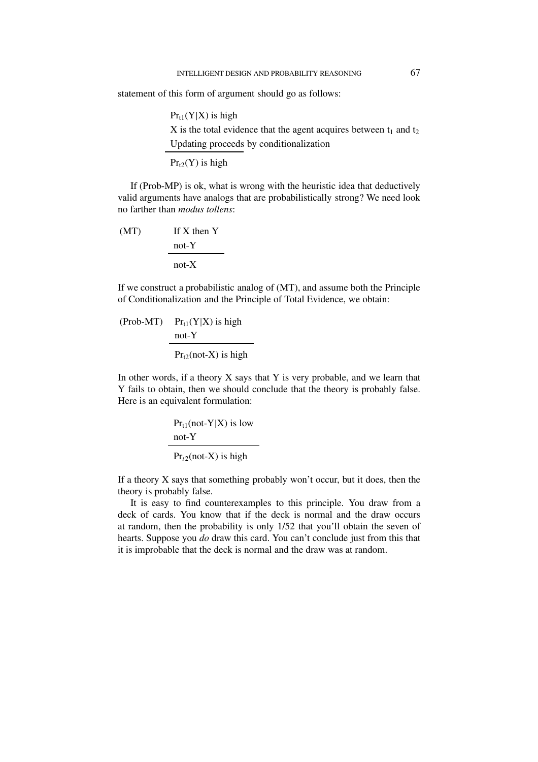statement of this form of argument should go as follows:

$$
\begin{array}{l}
\Pr_{t1}(Y|X) \text{ is high} \\
X \text{ is the total evidence that the agent acquires between } t_1 \text{ and } t_2 \\
\text{Updating proceeds by conditionalization} \\
\hline
\Pr_{t2}(Y) \text{ is high}
\end{array}
$$

If (Prob-MP) is ok, what is wrong with the heuristic idea that deductively valid arguments have analogs that are probabilistically strong? We need look no farther than *modus tollens*:

$$
\text{(MT)} \qquad
\begin{array}{l}
\text{If X then Y} \\
\text{not-Y} \\
\hline
\text{not-X}
\end{array}
$$

If we construct a probabilistic analog of (MT), and assume both the Principle of Conditionalization and the Principle of Total Evidence, we obtain:

$$
\text{(Prob-MT)} \qquad
\begin{array}{l}
\Pr_{t1}(Y|X) \text{ is high} \\
\text{not-Y} \\
\hline
\Pr_{t2}(\text{not-X}) \text{ is high}
\end{array}
$$

In other words, if a theory X says that Y is very probable, and we learn that Y fails to obtain, then we should conclude that the theory is probably false. Here is an equivalent formulation:

$$
\begin{array}{l}
\Pr_{t1}(\text{not-Y}|X) \text{ is low} \\
\text{not-Y} \\
\hline
\Pr_{t2}(\text{not-X}) \text{ is high}
\end{array}
$$

If a theory X says that something probably won't occur, but it does, then the theory is probably false.

It is easy to find counterexamples to this principle. You draw from a deck of cards. You know that if the deck is normal and the draw occurs at random, then the probability is only 1/52 that you'll obtain the seven of hearts. Suppose you *do* draw this card. You can't conclude just from this that it is improbable that the deck is normal and the draw was at random.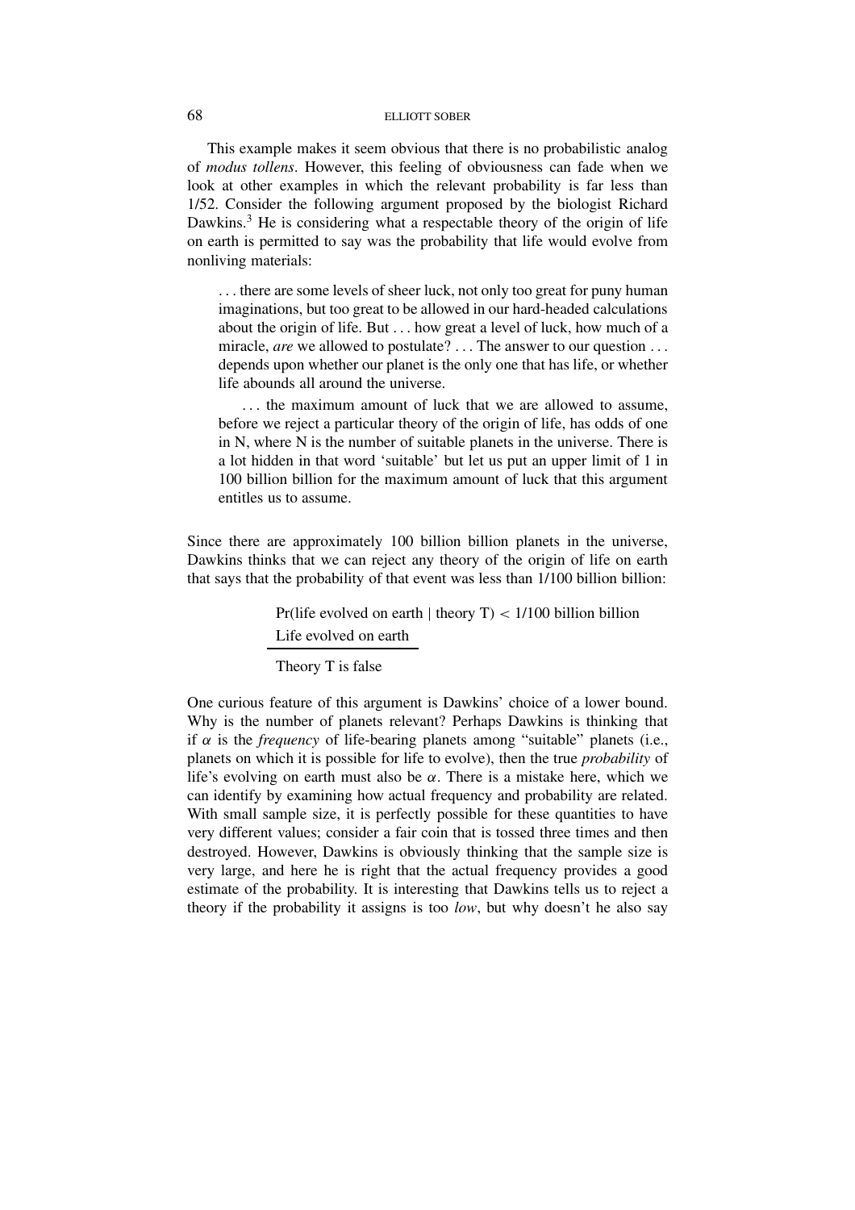This example makes it seem obvious that there is no probabilistic analog of *modus tollens*. However, this feeling of obviousness can fade when we look at other examples in which the relevant probability is far less than 1/52. Consider the following argument proposed by the biologist Richard Dawkins.[3] He is considering what a respectable theory of the origin of life on earth is permitted to say was the probability that life would evolve from nonliving materials:

> . . . there are some levels of sheer luck, not only too great for puny human imaginations, but too great to be allowed in our hard-headed calculations about the origin of life. But . . . how great a level of luck, how much of a miracle, *are* we allowed to postulate? . . . The answer to our question . . . depends upon whether our planet is the only one that has life, or whether life abounds all around the universe.
>
> . . . the maximum amount of luck that we are allowed to assume, before we reject a particular theory of the origin of life, has odds of one in N, where N is the number of suitable planets in the universe. There is a lot hidden in that word 'suitable' but let us put an upper limit of 1 in 100 billion billion for the maximum amount of luck that this argument entitles us to assume.

Since there are approximately 100 billion billion planets in the universe, Dawkins thinks that we can reject any theory of the origin of life on earth that says that the probability of that event was less than 1/100 billion billion:

Pr(life evolved on earth | theory T) < 1/100 billion billion
Life evolved on earth
―――――――――――
Theory T is false

One curious feature of this argument is Dawkins' choice of a lower bound. Why is the number of planets relevant? Perhaps Dawkins is thinking that if $\alpha$ is the *frequency* of life-bearing planets among "suitable" planets (i.e., planets on which it is possible for life to evolve), then the true *probability* of life's evolving on earth must also be $\alpha$. There is a mistake here, which we can identify by examining how actual frequency and probability are related. With small sample size, it is perfectly possible for these quantities to have very different values; consider a fair coin that is tossed three times and then destroyed. However, Dawkins is obviously thinking that the sample size is very large, and here he is right that the actual frequency provides a good estimate of the probability. It is interesting that Dawkins tells us to reject a theory if the probability it assigns is too *low*, but why doesn't he also say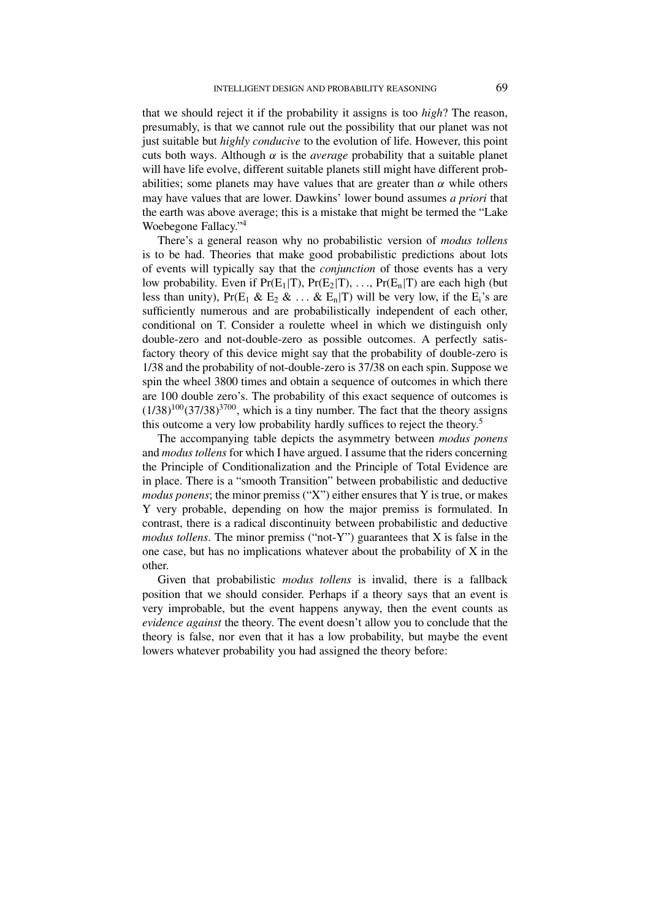that we should reject it if the probability it assigns is too *high*? The reason, presumably, is that we cannot rule out the possibility that our planet was not just suitable but *highly conducive* to the evolution of life. However, this point cuts both ways. Although $\alpha$ is the *average* probability that a suitable planet will have life evolve, different suitable planets still might have different probabilities; some planets may have values that are greater than $\alpha$ while others may have values that are lower. Dawkins' lower bound assumes *a priori* that the earth was above average; this is a mistake that might be termed the "Lake Woebegone Fallacy."[4]

There's a general reason why no probabilistic version of *modus tollens* is to be had. Theories that make good probabilistic predictions about lots of events will typically say that the *conjunction* of those events has a very low probability. Even if $\Pr(E_1|T)$, $\Pr(E_2|T)$, ..., $\Pr(E_n|T)$ are each high (but less than unity), $\Pr(E_1 \text{ \& } E_2 \text{ \& } \ldots \text{ \& } E_n|T)$ will be very low, if the $E_i$'s are sufficiently numerous and are probabilistically independent of each other, conditional on T. Consider a roulette wheel in which we distinguish only double-zero and not-double-zero as possible outcomes. A perfectly satisfactory theory of this device might say that the probability of double-zero is 1/38 and the probability of not-double-zero is 37/38 on each spin. Suppose we spin the wheel 3800 times and obtain a sequence of outcomes in which there are 100 double zero's. The probability of this exact sequence of outcomes is $(1/38)^{100}(37/38)^{3700}$, which is a tiny number. The fact that the theory assigns this outcome a very low probability hardly suffices to reject the theory.[5]

The accompanying table depicts the asymmetry between *modus ponens* and *modus tollens* for which I have argued. I assume that the riders concerning the Principle of Conditionalization and the Principle of Total Evidence are in place. There is a "smooth Transition" between probabilistic and deductive *modus ponens*; the minor premiss ("X") either ensures that Y is true, or makes Y very probable, depending on how the major premiss is formulated. In contrast, there is a radical discontinuity between probabilistic and deductive *modus tollens*. The minor premiss ("not-Y") guarantees that X is false in the one case, but has no implications whatever about the probability of X in the other.

Given that probabilistic *modus tollens* is invalid, there is a fallback position that we should consider. Perhaps if a theory says that an event is very improbable, but the event happens anyway, then the event counts as *evidence against* the theory. The event doesn't allow you to conclude that the theory is false, nor even that it has a low probability, but maybe the event lowers whatever probability you had assigned the theory before: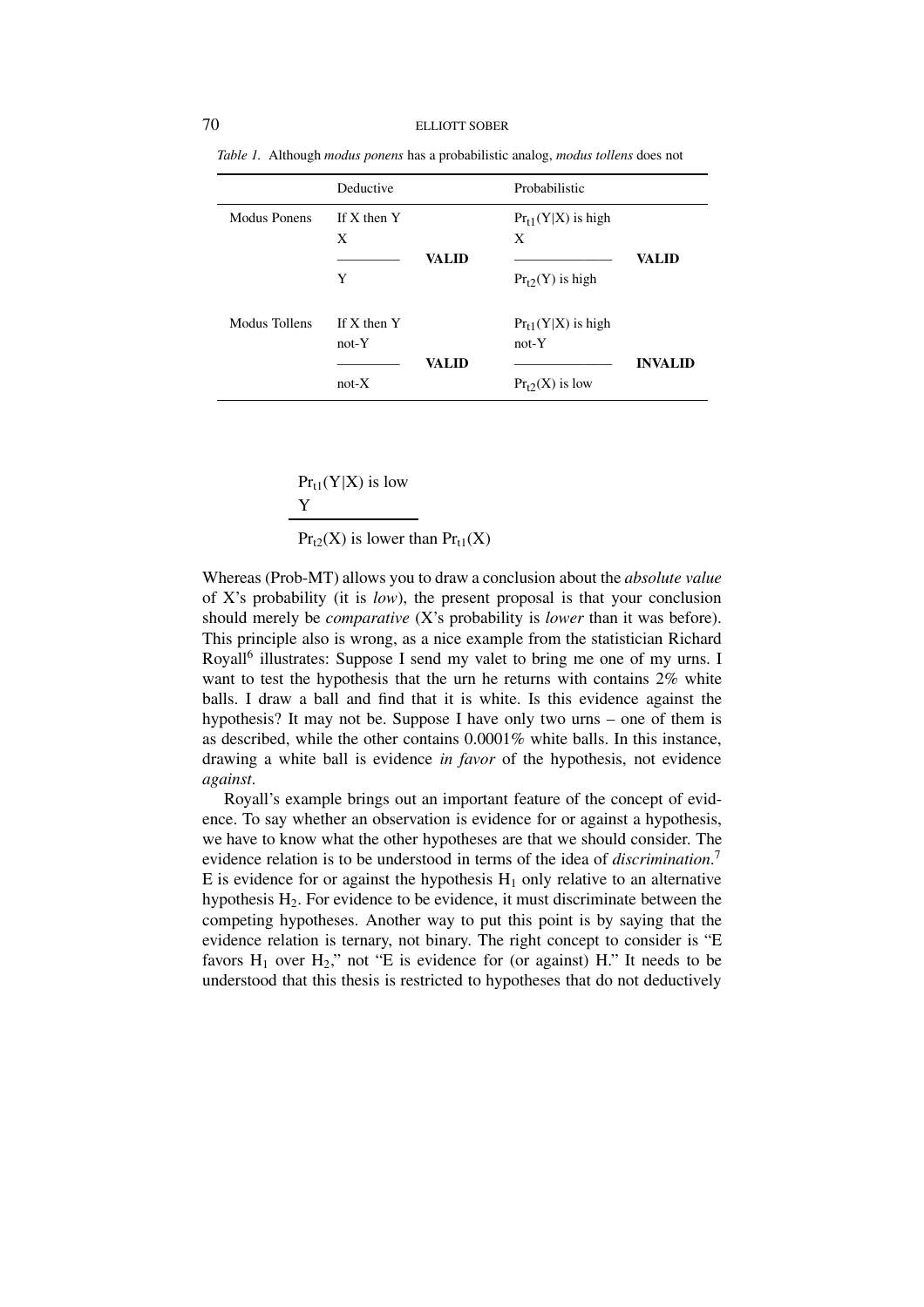*Table 1.* Although *modus ponens* has a probabilistic analog, *modus tollens* does not

| | Deductive | | Probabilistic | |
|---|---|---|---|---|
| Modus Ponens | If X then Y<br>X<br>————<br>Y | **VALID** | $Pr_{t1}(Y\|X)$ is high<br>X<br>————<br>$Pr_{t2}(Y)$ is high | **VALID** |
| Modus Tollens | If X then Y<br>not-Y<br>————<br>not-X | **VALID** | $Pr_{t1}(Y\|X)$ is high<br>not-Y<br>————<br>$Pr_{t2}(X)$ is low | **INVALID** |

$Pr_{t1}(Y|X)$ is low
Y
————————
$Pr_{t2}(X)$ is lower than $Pr_{t1}(X)$

Whereas (Prob-MT) allows you to draw a conclusion about the *absolute value* of X's probability (it is *low*), the present proposal is that your conclusion should merely be *comparative* (X's probability is *lower* than it was before). This principle also is wrong, as a nice example from the statistician Richard Royall[6] illustrates: Suppose I send my valet to bring me one of my urns. I want to test the hypothesis that the urn he returns with contains 2% white balls. I draw a ball and find that it is white. Is this evidence against the hypothesis? It may not be. Suppose I have only two urns – one of them is as described, while the other contains 0.0001% white balls. In this instance, drawing a white ball is evidence *in favor* of the hypothesis, not evidence *against*.

Royall's example brings out an important feature of the concept of evidence. To say whether an observation is evidence for or against a hypothesis, we have to know what the other hypotheses are that we should consider. The evidence relation is to be understood in terms of the idea of *discrimination*.[7] E is evidence for or against the hypothesis $H_1$ only relative to an alternative hypothesis $H_2$. For evidence to be evidence, it must discriminate between the competing hypotheses. Another way to put this point is by saying that the evidence relation is ternary, not binary. The right concept to consider is "E favors $H_1$ over $H_2$," not "E is evidence for (or against) H." It needs to be understood that this thesis is restricted to hypotheses that do not deductively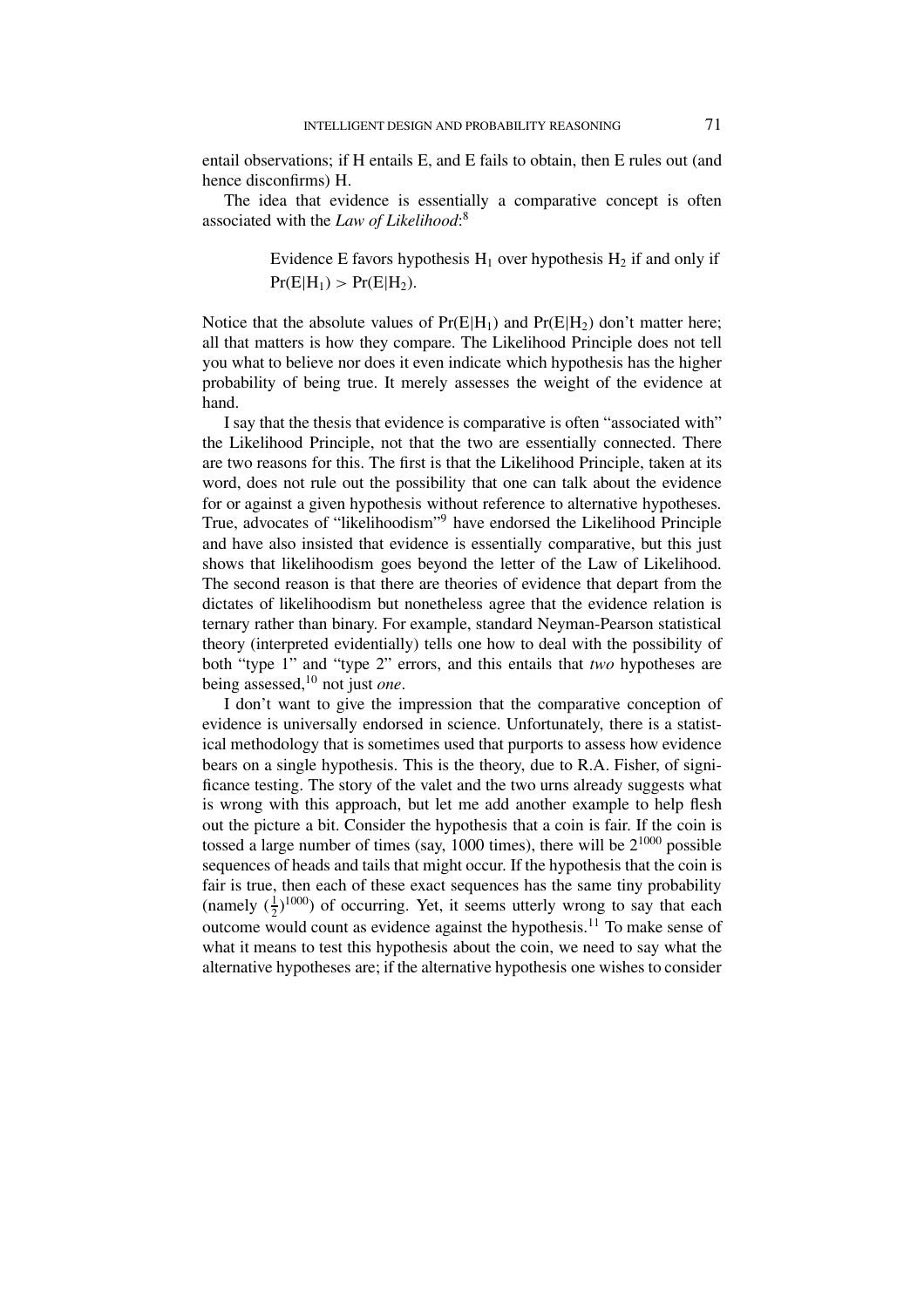entail observations; if H entails E, and E fails to obtain, then E rules out (and hence disconfirms) H.

The idea that evidence is essentially a comparative concept is often associated with the *Law of Likelihood*:[8]

> Evidence E favors hypothesis $H_1$ over hypothesis $H_2$ if and only if $Pr(E|H_1) > Pr(E|H_2)$.

Notice that the absolute values of $Pr(E|H_1)$ and $Pr(E|H_2)$ don't matter here; all that matters is how they compare. The Likelihood Principle does not tell you what to believe nor does it even indicate which hypothesis has the higher probability of being true. It merely assesses the weight of the evidence at hand.

I say that the thesis that evidence is comparative is often "associated with" the Likelihood Principle, not that the two are essentially connected. There are two reasons for this. The first is that the Likelihood Principle, taken at its word, does not rule out the possibility that one can talk about the evidence for or against a given hypothesis without reference to alternative hypotheses. True, advocates of "likelihoodism"[9] have endorsed the Likelihood Principle and have also insisted that evidence is essentially comparative, but this just shows that likelihoodism goes beyond the letter of the Law of Likelihood. The second reason is that there are theories of evidence that depart from the dictates of likelihoodism but nonetheless agree that the evidence relation is ternary rather than binary. For example, standard Neyman-Pearson statistical theory (interpreted evidentially) tells one how to deal with the possibility of both "type 1" and "type 2" errors, and this entails that *two* hypotheses are being assessed,[10] not just *one*.

I don't want to give the impression that the comparative conception of evidence is universally endorsed in science. Unfortunately, there is a statistical methodology that is sometimes used that purports to assess how evidence bears on a single hypothesis. This is the theory, due to R.A. Fisher, of significance testing. The story of the valet and the two urns already suggests what is wrong with this approach, but let me add another example to help flesh out the picture a bit. Consider the hypothesis that a coin is fair. If the coin is tossed a large number of times (say, 1000 times), there will be $2^{1000}$ possible sequences of heads and tails that might occur. If the hypothesis that the coin is fair is true, then each of these exact sequences has the same tiny probability (namely $(\frac{1}{2})^{1000}$) of occurring. Yet, it seems utterly wrong to say that each outcome would count as evidence against the hypothesis.[11] To make sense of what it means to test this hypothesis about the coin, we need to say what the alternative hypotheses are; if the alternative hypothesis one wishes to consider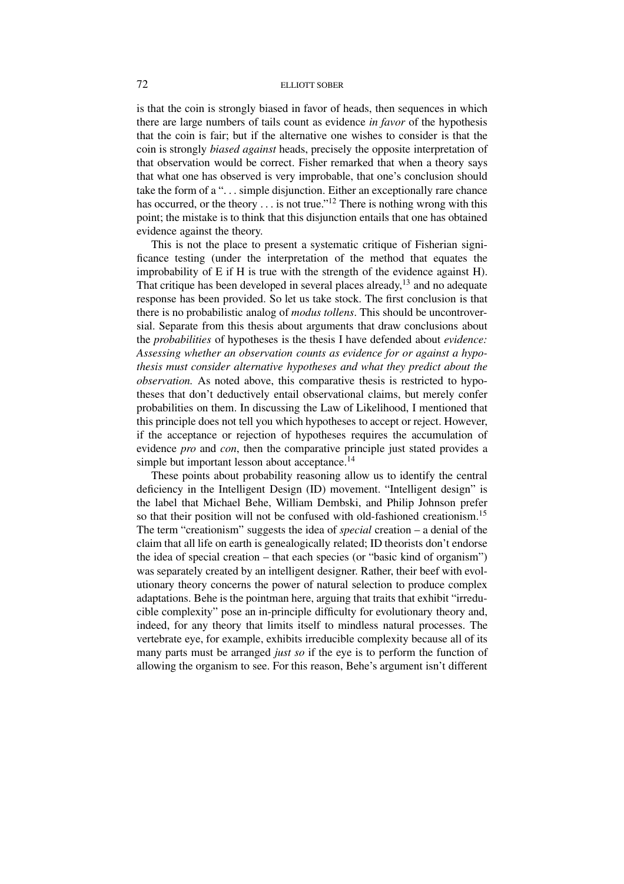is that the coin is strongly biased in favor of heads, then sequences in which there are large numbers of tails count as evidence *in favor* of the hypothesis that the coin is fair; but if the alternative one wishes to consider is that the coin is strongly *biased against* heads, precisely the opposite interpretation of that observation would be correct. Fisher remarked that when a theory says that what one has observed is very improbable, that one's conclusion should take the form of a ". . . simple disjunction. Either an exceptionally rare chance has occurred, or the theory . . . is not true."[12] There is nothing wrong with this point; the mistake is to think that this disjunction entails that one has obtained evidence against the theory.

This is not the place to present a systematic critique of Fisherian significance testing (under the interpretation of the method that equates the improbability of E if H is true with the strength of the evidence against H). That critique has been developed in several places already,[13] and no adequate response has been provided. So let us take stock. The first conclusion is that there is no probabilistic analog of *modus tollens*. This should be uncontroversial. Separate from this thesis about arguments that draw conclusions about the *probabilities* of hypotheses is the thesis I have defended about *evidence: Assessing whether an observation counts as evidence for or against a hypothesis must consider alternative hypotheses and what they predict about the observation.* As noted above, this comparative thesis is restricted to hypotheses that don't deductively entail observational claims, but merely confer probabilities on them. In discussing the Law of Likelihood, I mentioned that this principle does not tell you which hypotheses to accept or reject. However, if the acceptance or rejection of hypotheses requires the accumulation of evidence *pro* and *con*, then the comparative principle just stated provides a simple but important lesson about acceptance.[14]

These points about probability reasoning allow us to identify the central deficiency in the Intelligent Design (ID) movement. "Intelligent design" is the label that Michael Behe, William Dembski, and Philip Johnson prefer so that their position will not be confused with old-fashioned creationism.[15] The term "creationism" suggests the idea of *special* creation – a denial of the claim that all life on earth is genealogically related; ID theorists don't endorse the idea of special creation – that each species (or "basic kind of organism") was separately created by an intelligent designer. Rather, their beef with evolutionary theory concerns the power of natural selection to produce complex adaptations. Behe is the pointman here, arguing that traits that exhibit "irreducible complexity" pose an in-principle difficulty for evolutionary theory and, indeed, for any theory that limits itself to mindless natural processes. The vertebrate eye, for example, exhibits irreducible complexity because all of its many parts must be arranged *just so* if the eye is to perform the function of allowing the organism to see. For this reason, Behe's argument isn't different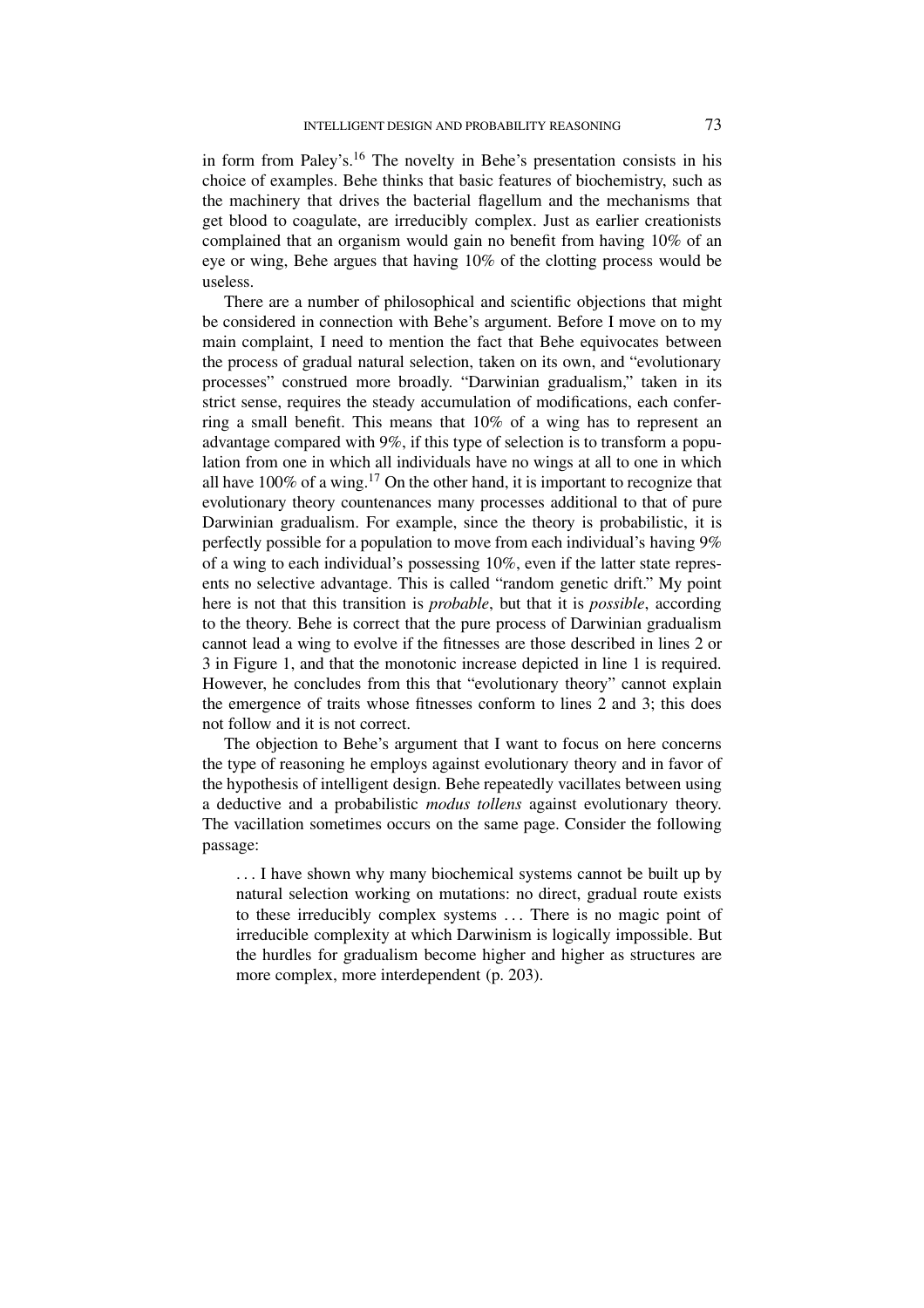in form from Paley's.[16] The novelty in Behe's presentation consists in his choice of examples. Behe thinks that basic features of biochemistry, such as the machinery that drives the bacterial flagellum and the mechanisms that get blood to coagulate, are irreducibly complex. Just as earlier creationists complained that an organism would gain no benefit from having 10% of an eye or wing, Behe argues that having 10% of the clotting process would be useless.

There are a number of philosophical and scientific objections that might be considered in connection with Behe's argument. Before I move on to my main complaint, I need to mention the fact that Behe equivocates between the process of gradual natural selection, taken on its own, and "evolutionary processes" construed more broadly. "Darwinian gradualism," taken in its strict sense, requires the steady accumulation of modifications, each conferring a small benefit. This means that 10% of a wing has to represent an advantage compared with 9%, if this type of selection is to transform a population from one in which all individuals have no wings at all to one in which all have 100% of a wing.[17] On the other hand, it is important to recognize that evolutionary theory countenances many processes additional to that of pure Darwinian gradualism. For example, since the theory is probabilistic, it is perfectly possible for a population to move from each individual's having 9% of a wing to each individual's possessing 10%, even if the latter state represents no selective advantage. This is called "random genetic drift." My point here is not that this transition is *probable*, but that it is *possible*, according to the theory. Behe is correct that the pure process of Darwinian gradualism cannot lead a wing to evolve if the fitnesses are those described in lines 2 or 3 in Figure 1, and that the monotonic increase depicted in line 1 is required. However, he concludes from this that "evolutionary theory" cannot explain the emergence of traits whose fitnesses conform to lines 2 and 3; this does not follow and it is not correct.

The objection to Behe's argument that I want to focus on here concerns the type of reasoning he employs against evolutionary theory and in favor of the hypothesis of intelligent design. Behe repeatedly vacillates between using a deductive and a probabilistic *modus tollens* against evolutionary theory. The vacillation sometimes occurs on the same page. Consider the following passage:

> . . . I have shown why many biochemical systems cannot be built up by natural selection working on mutations: no direct, gradual route exists to these irreducibly complex systems . . . There is no magic point of irreducible complexity at which Darwinism is logically impossible. But the hurdles for gradualism become higher and higher as structures are more complex, more interdependent (p. 203).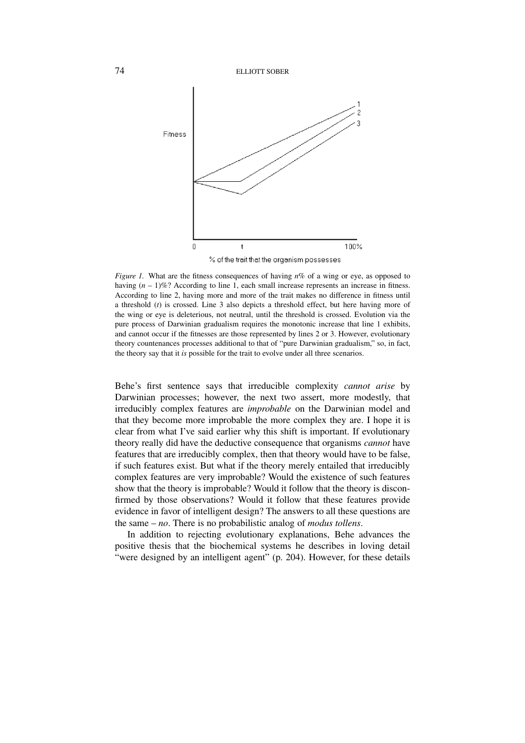*Figure 1.* What are the fitness consequences of having $n$% of a wing or eye, as opposed to having $(n - 1)$%? According to line 1, each small increase represents an increase in fitness. According to line 2, having more and more of the trait makes no difference in fitness until a threshold ($t$) is crossed. Line 3 also depicts a threshold effect, but here having more of the wing or eye is deleterious, not neutral, until the threshold is crossed. Evolution via the pure process of Darwinian gradualism requires the monotonic increase that line 1 exhibits, and cannot occur if the fitnesses are those represented by lines 2 or 3. However, evolutionary theory countenances processes additional to that of "pure Darwinian gradualism," so, in fact, the theory say that it *is* possible for the trait to evolve under all three scenarios.

Behe's first sentence says that irreducible complexity *cannot arise* by Darwinian processes; however, the next two assert, more modestly, that irreducibly complex features are *improbable* on the Darwinian model and that they become more improbable the more complex they are. I hope it is clear from what I've said earlier why this shift is important. If evolutionary theory really did have the deductive consequence that organisms *cannot* have features that are irreducibly complex, then that theory would have to be false, if such features exist. But what if the theory merely entailed that irreducibly complex features are very improbable? Would the existence of such features show that the theory is improbable? Would it follow that the theory is disconfirmed by those observations? Would it follow that these features provide evidence in favor of intelligent design? The answers to all these questions are the same – *no*. There is no probabilistic analog of *modus tollens*.

In addition to rejecting evolutionary explanations, Behe advances the positive thesis that the biochemical systems he describes in loving detail "were designed by an intelligent agent" (p. 204). However, for these details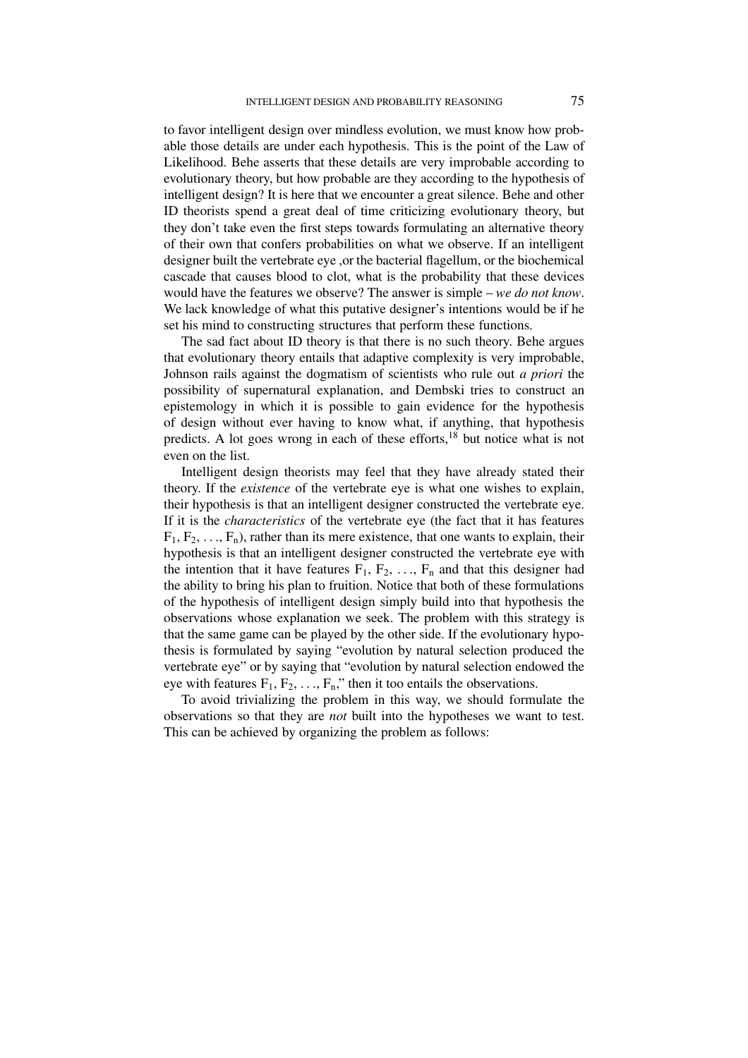to favor intelligent design over mindless evolution, we must know how probable those details are under each hypothesis. This is the point of the Law of Likelihood. Behe asserts that these details are very improbable according to evolutionary theory, but how probable are they according to the hypothesis of intelligent design? It is here that we encounter a great silence. Behe and other ID theorists spend a great deal of time criticizing evolutionary theory, but they don't take even the first steps towards formulating an alternative theory of their own that confers probabilities on what we observe. If an intelligent designer built the vertebrate eye ,or the bacterial flagellum, or the biochemical cascade that causes blood to clot, what is the probability that these devices would have the features we observe? The answer is simple – *we do not know*. We lack knowledge of what this putative designer's intentions would be if he set his mind to constructing structures that perform these functions.

The sad fact about ID theory is that there is no such theory. Behe argues that evolutionary theory entails that adaptive complexity is very improbable, Johnson rails against the dogmatism of scientists who rule out *a priori* the possibility of supernatural explanation, and Dembski tries to construct an epistemology in which it is possible to gain evidence for the hypothesis of design without ever having to know what, if anything, that hypothesis predicts. A lot goes wrong in each of these efforts,[18] but notice what is not even on the list.

Intelligent design theorists may feel that they have already stated their theory. If the *existence* of the vertebrate eye is what one wishes to explain, their hypothesis is that an intelligent designer constructed the vertebrate eye. If it is the *characteristics* of the vertebrate eye (the fact that it has features $F_1, F_2, \ldots, F_n$), rather than its mere existence, that one wants to explain, their hypothesis is that an intelligent designer constructed the vertebrate eye with the intention that it have features $F_1, F_2, \ldots, F_n$ and that this designer had the ability to bring his plan to fruition. Notice that both of these formulations of the hypothesis of intelligent design simply build into that hypothesis the observations whose explanation we seek. The problem with this strategy is that the same game can be played by the other side. If the evolutionary hypothesis is formulated by saying "evolution by natural selection produced the vertebrate eye" or by saying that "evolution by natural selection endowed the eye with features $F_1, F_2, \ldots, F_n$," then it too entails the observations.

To avoid trivializing the problem in this way, we should formulate the observations so that they are *not* built into the hypotheses we want to test. This can be achieved by organizing the problem as follows: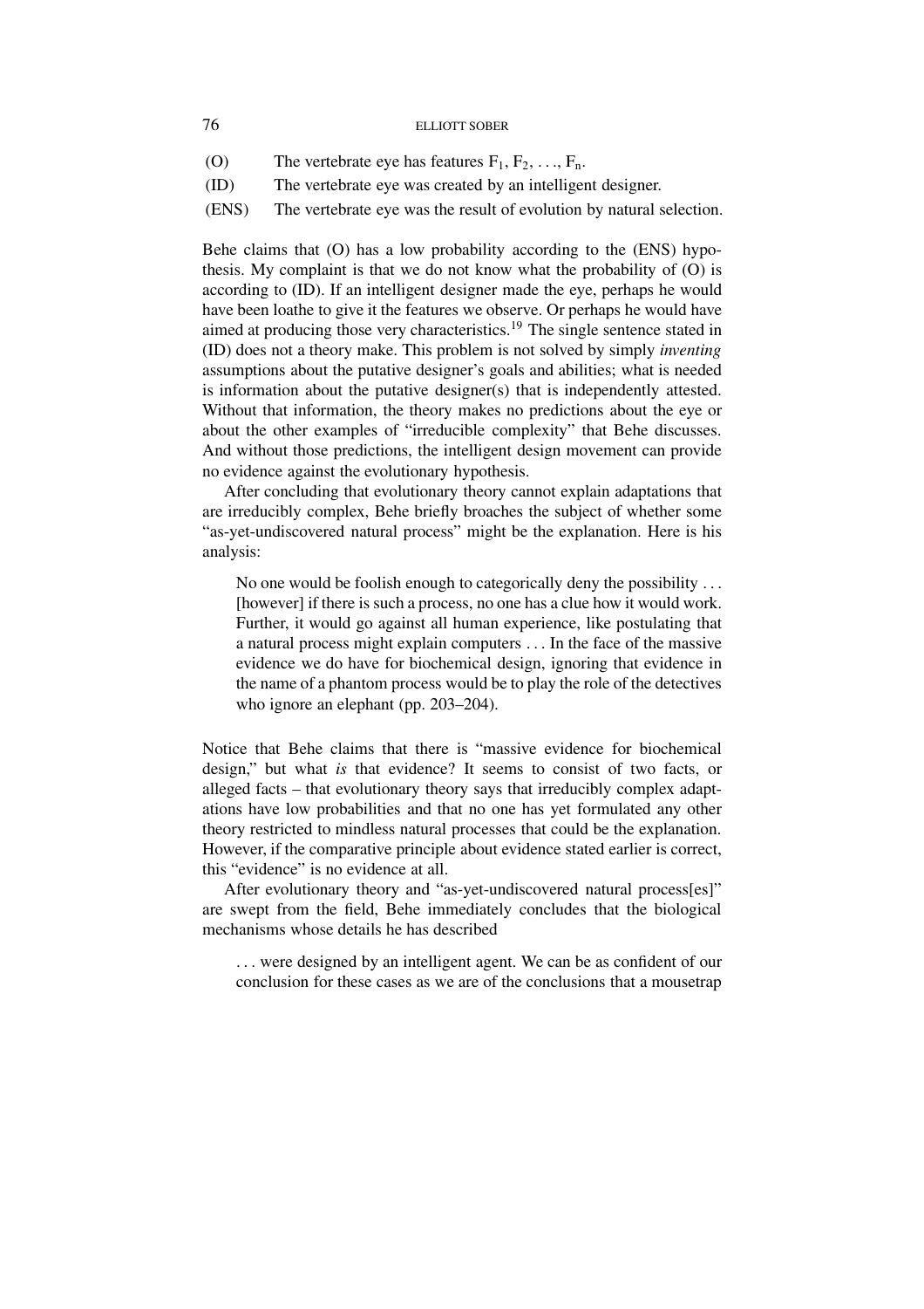(O) The vertebrate eye has features $F_1, F_2, \ldots, F_n$.

(ID) The vertebrate eye was created by an intelligent designer.

(ENS) The vertebrate eye was the result of evolution by natural selection.

Behe claims that (O) has a low probability according to the (ENS) hypothesis. My complaint is that we do not know what the probability of (O) is according to (ID). If an intelligent designer made the eye, perhaps he would have been loathe to give it the features we observe. Or perhaps he would have aimed at producing those very characteristics.[19] The single sentence stated in (ID) does not a theory make. This problem is not solved by simply *inventing* assumptions about the putative designer's goals and abilities; what is needed is information about the putative designer(s) that is independently attested. Without that information, the theory makes no predictions about the eye or about the other examples of "irreducible complexity" that Behe discusses. And without those predictions, the intelligent design movement can provide no evidence against the evolutionary hypothesis.

After concluding that evolutionary theory cannot explain adaptations that are irreducibly complex, Behe briefly broaches the subject of whether some "as-yet-undiscovered natural process" might be the explanation. Here is his analysis:

> No one would be foolish enough to categorically deny the possibility . . . [however] if there is such a process, no one has a clue how it would work. Further, it would go against all human experience, like postulating that a natural process might explain computers . . . In the face of the massive evidence we do have for biochemical design, ignoring that evidence in the name of a phantom process would be to play the role of the detectives who ignore an elephant (pp. 203–204).

Notice that Behe claims that there is "massive evidence for biochemical design," but what *is* that evidence? It seems to consist of two facts, or alleged facts – that evolutionary theory says that irreducibly complex adaptations have low probabilities and that no one has yet formulated any other theory restricted to mindless natural processes that could be the explanation. However, if the comparative principle about evidence stated earlier is correct, this "evidence" is no evidence at all.

After evolutionary theory and "as-yet-undiscovered natural process[es]" are swept from the field, Behe immediately concludes that the biological mechanisms whose details he has described

> . . . were designed by an intelligent agent. We can be as confident of our conclusion for these cases as we are of the conclusions that a mousetrap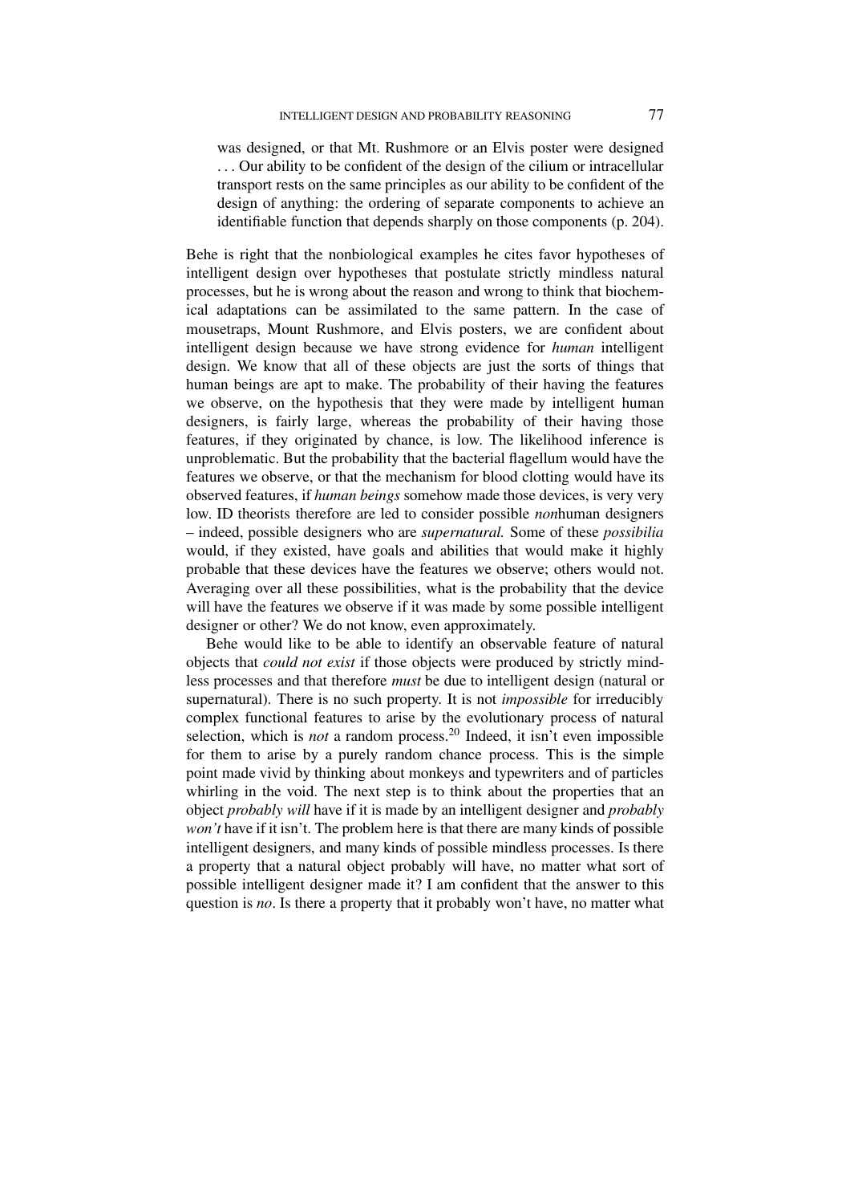> was designed, or that Mt. Rushmore or an Elvis poster were designed . . . Our ability to be confident of the design of the cilium or intracellular transport rests on the same principles as our ability to be confident of the design of anything: the ordering of separate components to achieve an identifiable function that depends sharply on those components (p. 204).

Behe is right that the nonbiological examples he cites favor hypotheses of intelligent design over hypotheses that postulate strictly mindless natural processes, but he is wrong about the reason and wrong to think that biochemical adaptations can be assimilated to the same pattern. In the case of mousetraps, Mount Rushmore, and Elvis posters, we are confident about intelligent design because we have strong evidence for *human* intelligent design. We know that all of these objects are just the sorts of things that human beings are apt to make. The probability of their having the features we observe, on the hypothesis that they were made by intelligent human designers, is fairly large, whereas the probability of their having those features, if they originated by chance, is low. The likelihood inference is unproblematic. But the probability that the bacterial flagellum would have the features we observe, or that the mechanism for blood clotting would have its observed features, if *human beings* somehow made those devices, is very very low. ID theorists therefore are led to consider possible *non*human designers – indeed, possible designers who are *supernatural.* Some of these *possibilia* would, if they existed, have goals and abilities that would make it highly probable that these devices have the features we observe; others would not. Averaging over all these possibilities, what is the probability that the device will have the features we observe if it was made by some possible intelligent designer or other? We do not know, even approximately.

Behe would like to be able to identify an observable feature of natural objects that *could not exist* if those objects were produced by strictly mindless processes and that therefore *must* be due to intelligent design (natural or supernatural). There is no such property. It is not *impossible* for irreducibly complex functional features to arise by the evolutionary process of natural selection, which is *not* a random process.[20] Indeed, it isn't even impossible for them to arise by a purely random chance process. This is the simple point made vivid by thinking about monkeys and typewriters and of particles whirling in the void. The next step is to think about the properties that an object *probably will* have if it is made by an intelligent designer and *probably won't* have if it isn't. The problem here is that there are many kinds of possible intelligent designers, and many kinds of possible mindless processes. Is there a property that a natural object probably will have, no matter what sort of possible intelligent designer made it? I am confident that the answer to this question is *no*. Is there a property that it probably won't have, no matter what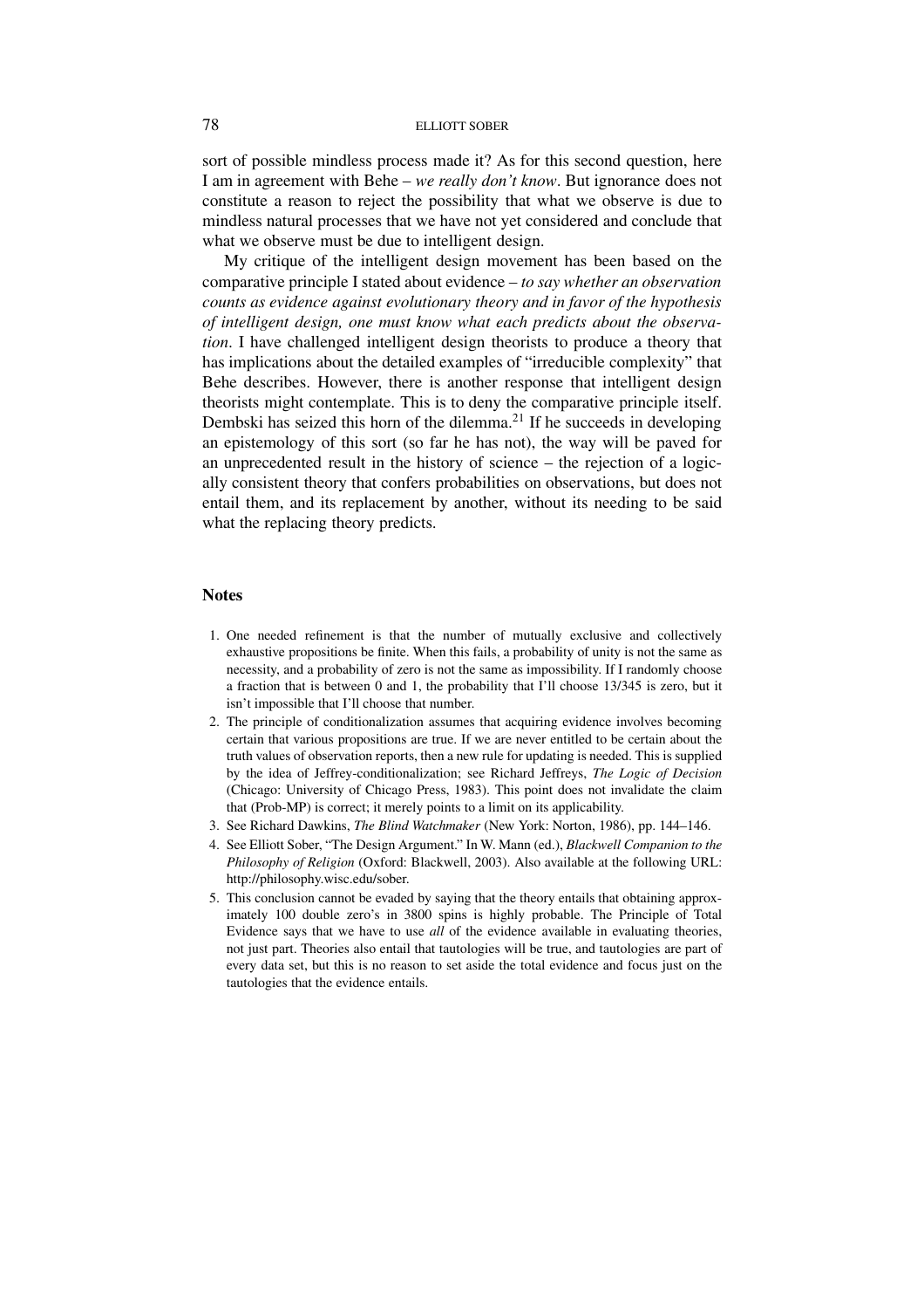sort of possible mindless process made it? As for this second question, here I am in agreement with Behe – *we really don't know*. But ignorance does not constitute a reason to reject the possibility that what we observe is due to mindless natural processes that we have not yet considered and conclude that what we observe must be due to intelligent design.

My critique of the intelligent design movement has been based on the comparative principle I stated about evidence – *to say whether an observation counts as evidence against evolutionary theory and in favor of the hypothesis of intelligent design, one must know what each predicts about the observation*. I have challenged intelligent design theorists to produce a theory that has implications about the detailed examples of "irreducible complexity" that Behe describes. However, there is another response that intelligent design theorists might contemplate. This is to deny the comparative principle itself. Dembski has seized this horn of the dilemma.[21] If he succeeds in developing an epistemology of this sort (so far he has not), the way will be paved for an unprecedented result in the history of science – the rejection of a logically consistent theory that confers probabilities on observations, but does not entail them, and its replacement by another, without its needing to be said what the replacing theory predicts.

## Notes

1. One needed refinement is that the number of mutually exclusive and collectively exhaustive propositions be finite. When this fails, a probability of unity is not the same as necessity, and a probability of zero is not the same as impossibility. If I randomly choose a fraction that is between 0 and 1, the probability that I'll choose 13/345 is zero, but it isn't impossible that I'll choose that number.
2. The principle of conditionalization assumes that acquiring evidence involves becoming certain that various propositions are true. If we are never entitled to be certain about the truth values of observation reports, then a new rule for updating is needed. This is supplied by the idea of Jeffrey-conditionalization; see Richard Jeffreys, *The Logic of Decision* (Chicago: University of Chicago Press, 1983). This point does not invalidate the claim that (Prob-MP) is correct; it merely points to a limit on its applicability.
3. See Richard Dawkins, *The Blind Watchmaker* (New York: Norton, 1986), pp. 144–146.
4. See Elliott Sober, "The Design Argument." In W. Mann (ed.), *Blackwell Companion to the Philosophy of Religion* (Oxford: Blackwell, 2003). Also available at the following URL: http://philosophy.wisc.edu/sober.
5. This conclusion cannot be evaded by saying that the theory entails that obtaining approximately 100 double zero's in 3800 spins is highly probable. The Principle of Total Evidence says that we have to use *all* of the evidence available in evaluating theories, not just part. Theories also entail that tautologies will be true, and tautologies are part of every data set, but this is no reason to set aside the total evidence and focus just on the tautologies that the evidence entails.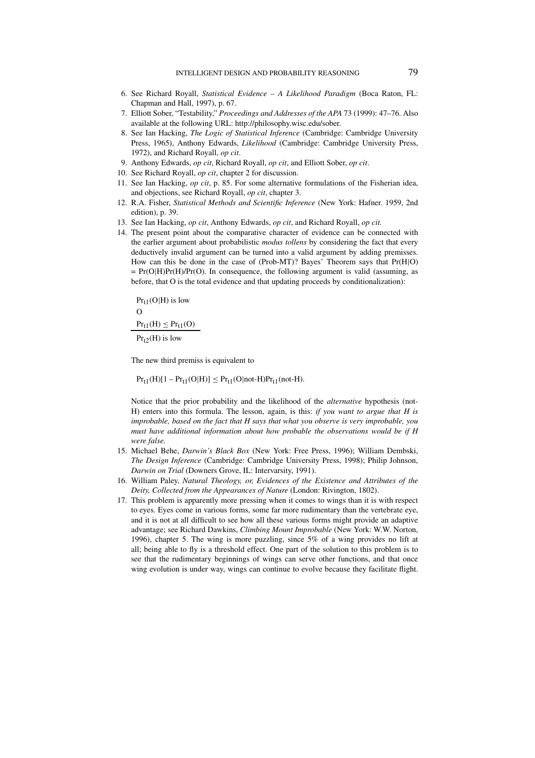6. See Richard Royall, *Statistical Evidence – A Likelihood Paradigm* (Boca Raton, FL: Chapman and Hall, 1997), p. 67.
7. Elliott Sober, "Testability," *Proceedings and Addresses of the APA* 73 (1999): 47–76. Also available at the following URL: http://philosophy.wisc.edu/sober.
8. See Ian Hacking, *The Logic of Statistical Inference* (Cambridge: Cambridge University Press, 1965), Anthony Edwards, *Likelihood* (Cambridge: Cambridge University Press, 1972), and Richard Royall, *op cit*.
9. Anthony Edwards, *op cit*, Richard Royall, *op cit*, and Elliott Sober, *op cit*.
10. See Richard Royall, *op cit*, chapter 2 for discussion.
11. See Ian Hacking, *op cit*, p. 85. For some alternative formulations of the Fisherian idea, and objections, see Richard Royall, *op cit*, chapter 3.
12. R.A. Fisher, *Statistical Methods and Scientific Inference* (New York: Hafner. 1959, 2nd edition), p. 39.
13. See Ian Hacking, *op cit*, Anthony Edwards, *op cit*, and Richard Royall, *op cit.*
14. The present point about the comparative character of evidence can be connected with the earlier argument about probabilistic *modus tollens* by considering the fact that every deductively invalid argument can be turned into a valid argument by adding premisses. How can this be done in the case of (Prob-MT)? Bayes' Theorem says that $Pr(H|O) = Pr(O|H)Pr(H)/Pr(O)$. In consequence, the following argument is valid (assuming, as before, that O is the total evidence and that updating proceeds by conditionalization):

    $Pr_{t1}(O|H)$ is low
    O
    $Pr_{t1}(H) \leq Pr_{t1}(O)$
    ―――――――――――
    $Pr_{t2}(H)$ is low

    The new third premiss is equivalent to

    $Pr_{t1}(H)[1 - Pr_{t1}(O|H)] \leq Pr_{t1}(O|\text{not-}H)Pr_{t1}(\text{not-}H)$.

    Notice that the prior probability and the likelihood of the *alternative* hypothesis (not-H) enters into this formula. The lesson, again, is this: *if you want to argue that H is improbable, based on the fact that H says that what you observe is very improbable, you must have additional information about how probable the observations would be if H were false.*
15. Michael Behe, *Darwin's Black Box* (New York: Free Press, 1996); William Dembski, *The Design Inference* (Cambridge: Cambridge University Press, 1998); Philip Johnson, *Darwin on Trial* (Downers Grove, IL: Intervarsity, 1991).
16. William Paley, *Natural Theology, or, Evidences of the Existence and Attributes of the Deity, Collected from the Appearances of Nature* (London: Rivington, 1802).
17. This problem is apparently more pressing when it comes to wings than it is with respect to eyes. Eyes come in various forms, some far more rudimentary than the vertebrate eye, and it is not at all difficult to see how all these various forms might provide an adaptive advantage; see Richard Dawkins, *Climbing Mount Improbable* (New York: W.W. Norton, 1996), chapter 5. The wing is more puzzling, since 5% of a wing provides no lift at all; being able to fly is a threshold effect. One part of the solution to this problem is to see that the rudimentary beginnings of wings can serve other functions, and that once wing evolution is under way, wings can continue to evolve because they facilitate flight.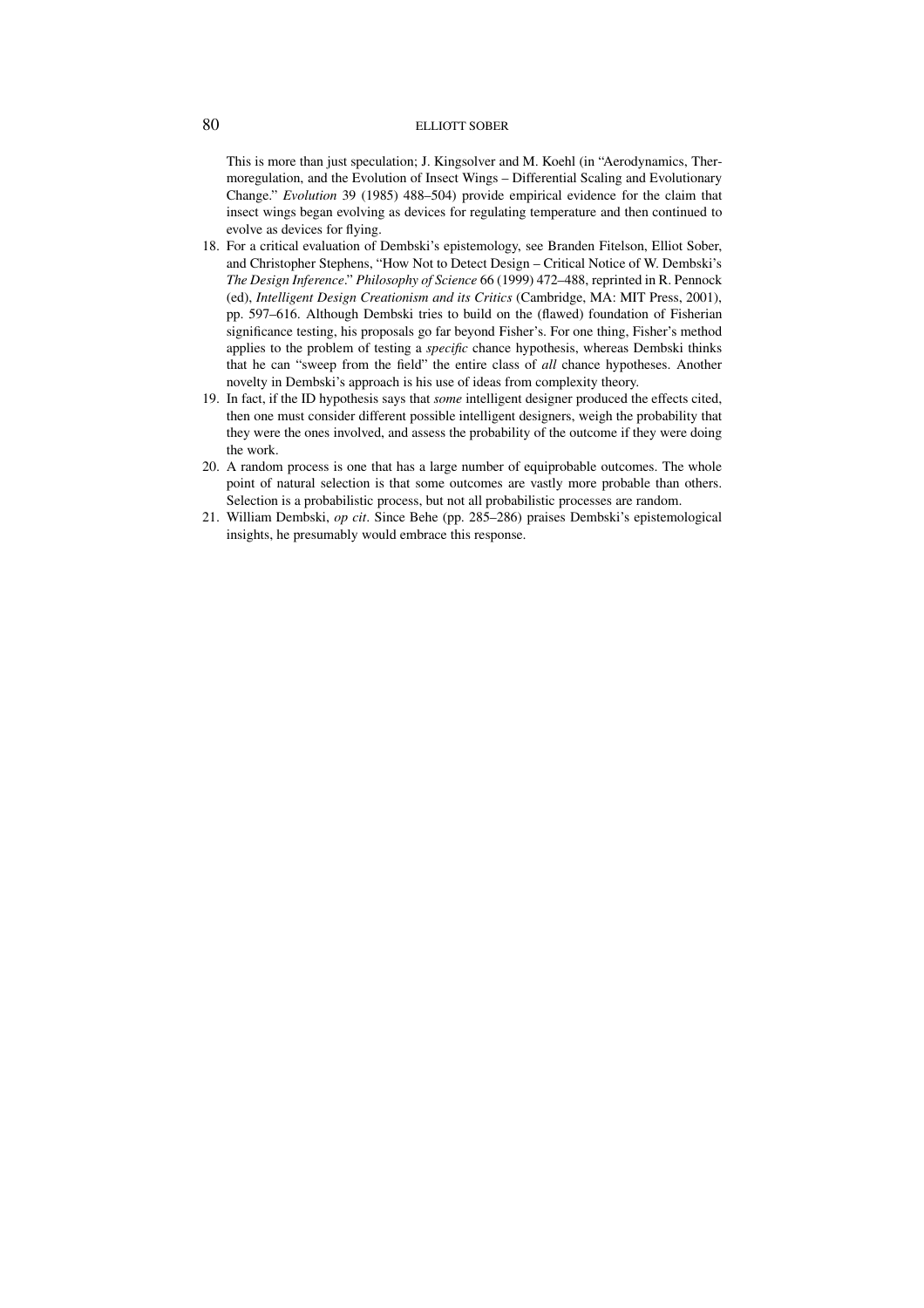This is more than just speculation; J. Kingsolver and M. Koehl (in "Aerodynamics, Thermoregulation, and the Evolution of Insect Wings – Differential Scaling and Evolutionary Change." *Evolution* 39 (1985) 488–504) provide empirical evidence for the claim that insect wings began evolving as devices for regulating temperature and then continued to evolve as devices for flying.

18. For a critical evaluation of Dembski's epistemology, see Branden Fitelson, Elliot Sober, and Christopher Stephens, "How Not to Detect Design – Critical Notice of W. Dembski's *The Design Inference*." *Philosophy of Science* 66 (1999) 472–488, reprinted in R. Pennock (ed), *Intelligent Design Creationism and its Critics* (Cambridge, MA: MIT Press, 2001), pp. 597–616. Although Dembski tries to build on the (flawed) foundation of Fisherian significance testing, his proposals go far beyond Fisher's. For one thing, Fisher's method applies to the problem of testing a *specific* chance hypothesis, whereas Dembski thinks that he can "sweep from the field" the entire class of *all* chance hypotheses. Another novelty in Dembski's approach is his use of ideas from complexity theory.
19. In fact, if the ID hypothesis says that *some* intelligent designer produced the effects cited, then one must consider different possible intelligent designers, weigh the probability that they were the ones involved, and assess the probability of the outcome if they were doing the work.
20. A random process is one that has a large number of equiprobable outcomes. The whole point of natural selection is that some outcomes are vastly more probable than others. Selection is a probabilistic process, but not all probabilistic processes are random.
21. William Dembski, *op cit*. Since Behe (pp. 285–286) praises Dembski's epistemological insights, he presumably would embrace this response.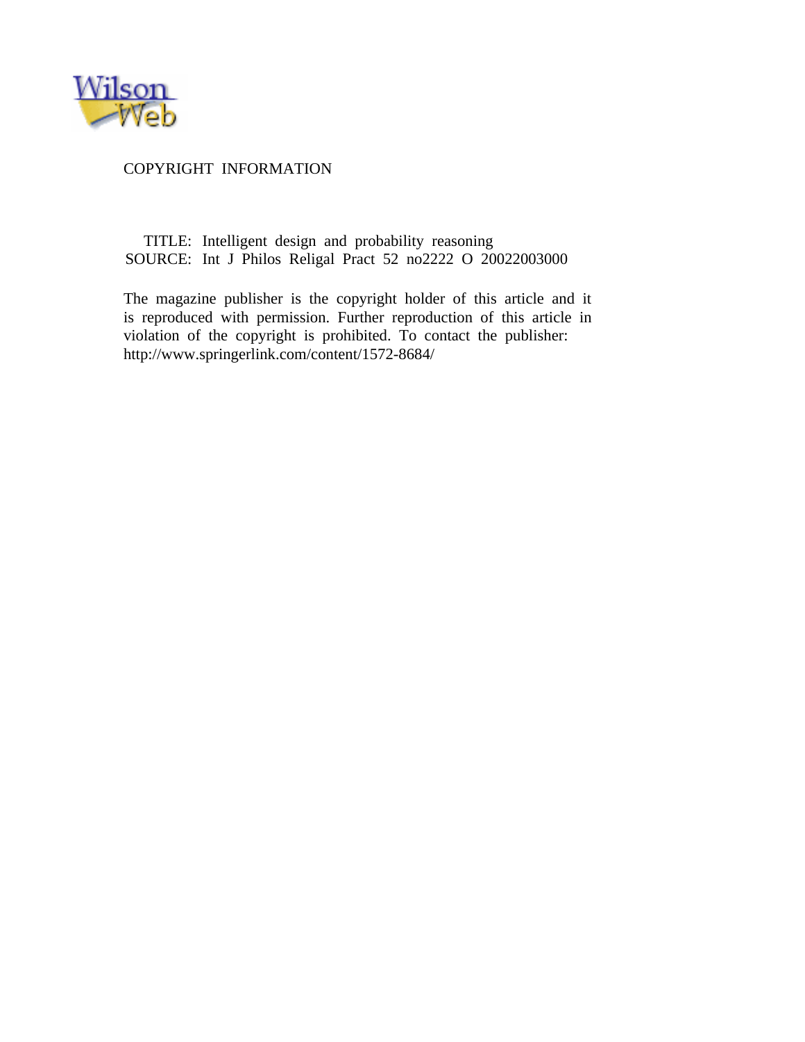COPYRIGHT INFORMATION

TITLE: Intelligent design and probability reasoning
SOURCE: Int J Philos Religal Pract 52 no2222 O 20022003000

The magazine publisher is the copyright holder of this article and it is reproduced with permission. Further reproduction of this article in violation of the copyright is prohibited. To contact the publisher: http://www.springerlink.com/content/1572-8684/